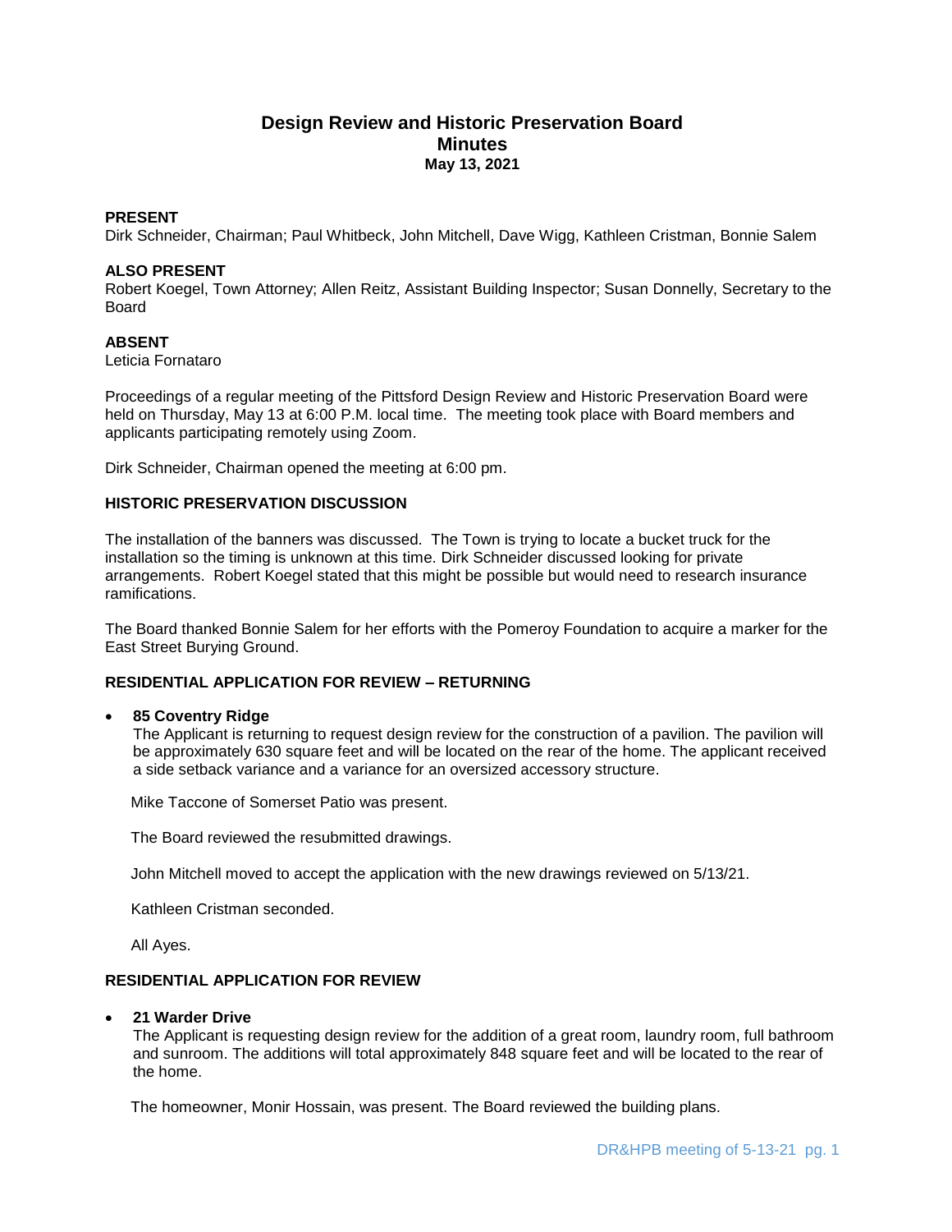# Design Review and Historic Preservation Board
## Minutes
### May 13, 2021

**PRESENT**
Dirk Schneider, Chairman; Paul Whitbeck, John Mitchell, Dave Wigg, Kathleen Cristman, Bonnie Salem

**ALSO PRESENT**
Robert Koegel, Town Attorney; Allen Reitz, Assistant Building Inspector; Susan Donnelly, Secretary to the Board

**ABSENT**
Leticia Fornataro

Proceedings of a regular meeting of the Pittsford Design Review and Historic Preservation Board were held on Thursday, May 13 at 6:00 P.M. local time. The meeting took place with Board members and applicants participating remotely using Zoom.

Dirk Schneider, Chairman opened the meeting at 6:00 pm.

**HISTORIC PRESERVATION DISCUSSION**

The installation of the banners was discussed. The Town is trying to locate a bucket truck for the installation so the timing is unknown at this time. Dirk Schneider discussed looking for private arrangements. Robert Koegel stated that this might be possible but would need to research insurance ramifications.

The Board thanked Bonnie Salem for her efforts with the Pomeroy Foundation to acquire a marker for the East Street Burying Ground.

**RESIDENTIAL APPLICATION FOR REVIEW – RETURNING**

- **85 Coventry Ridge**
  The Applicant is returning to request design review for the construction of a pavilion. The pavilion will be approximately 630 square feet and will be located on the rear of the home. The applicant received a side setback variance and a variance for an oversized accessory structure.

  Mike Taccone of Somerset Patio was present.

  The Board reviewed the resubmitted drawings.

  John Mitchell moved to accept the application with the new drawings reviewed on 5/13/21.

  Kathleen Cristman seconded.

  All Ayes.

**RESIDENTIAL APPLICATION FOR REVIEW**

- **21 Warder Drive**
  The Applicant is requesting design review for the addition of a great room, laundry room, full bathroom and sunroom. The additions will total approximately 848 square feet and will be located to the rear of the home.

  The homeowner, Monir Hossain, was present. The Board reviewed the building plans.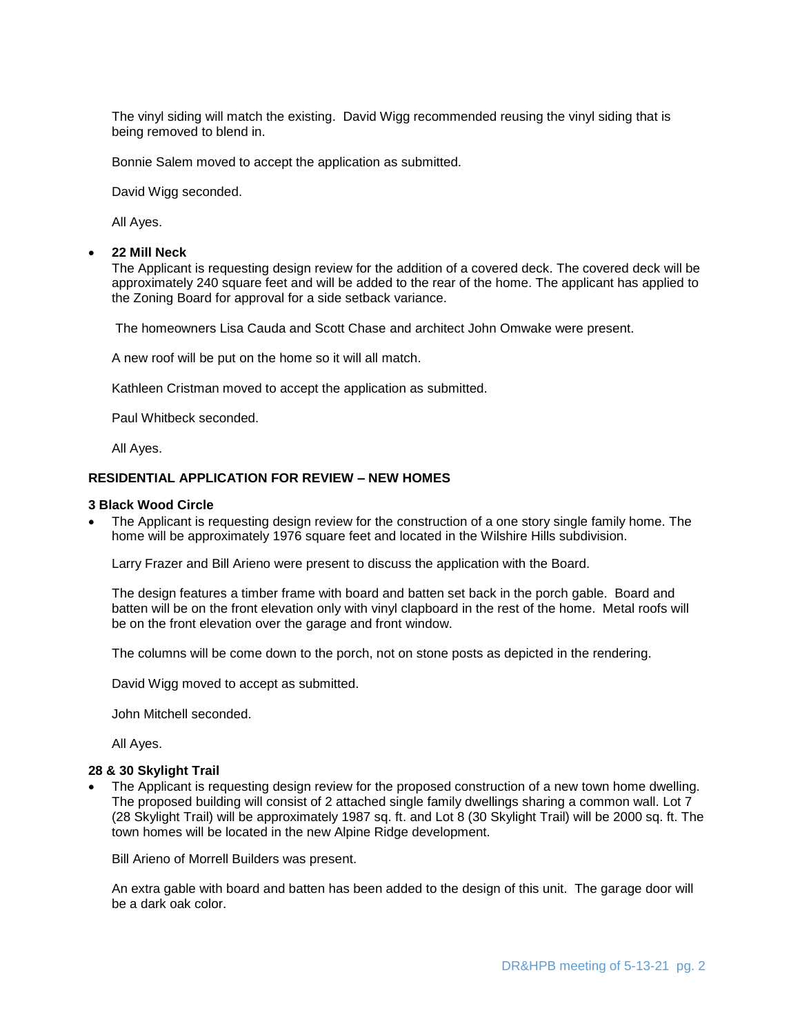The vinyl siding will match the existing. David Wigg recommended reusing the vinyl siding that is being removed to blend in.

Bonnie Salem moved to accept the application as submitted.

David Wigg seconded.

All Ayes.

- **22 Mill Neck**
  The Applicant is requesting design review for the addition of a covered deck. The covered deck will be approximately 240 square feet and will be added to the rear of the home. The applicant has applied to the Zoning Board for approval for a side setback variance.

  The homeowners Lisa Cauda and Scott Chase and architect John Omwake were present.

  A new roof will be put on the home so it will all match.

  Kathleen Cristman moved to accept the application as submitted.

  Paul Whitbeck seconded.

  All Ayes.

**RESIDENTIAL APPLICATION FOR REVIEW – NEW HOMES**

**3 Black Wood Circle**

- The Applicant is requesting design review for the construction of a one story single family home. The home will be approximately 1976 square feet and located in the Wilshire Hills subdivision.

  Larry Frazer and Bill Arieno were present to discuss the application with the Board.

  The design features a timber frame with board and batten set back in the porch gable. Board and batten will be on the front elevation only with vinyl clapboard in the rest of the home. Metal roofs will be on the front elevation over the garage and front window.

  The columns will be come down to the porch, not on stone posts as depicted in the rendering.

  David Wigg moved to accept as submitted.

  John Mitchell seconded.

  All Ayes.

**28 & 30 Skylight Trail**

- The Applicant is requesting design review for the proposed construction of a new town home dwelling. The proposed building will consist of 2 attached single family dwellings sharing a common wall. Lot 7 (28 Skylight Trail) will be approximately 1987 sq. ft. and Lot 8 (30 Skylight Trail) will be 2000 sq. ft. The town homes will be located in the new Alpine Ridge development.

  Bill Arieno of Morrell Builders was present.

  An extra gable with board and batten has been added to the design of this unit. The garage door will be a dark oak color.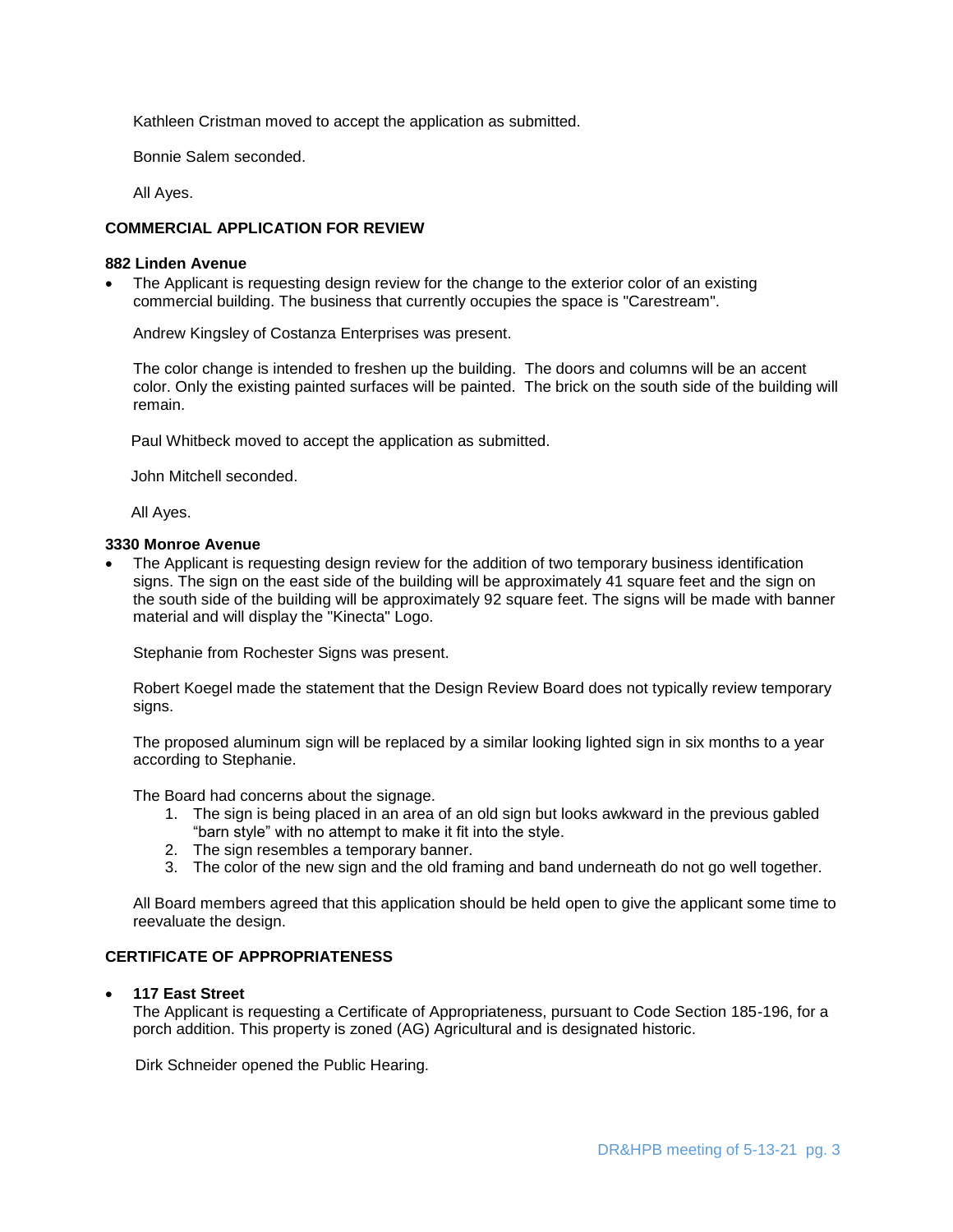Kathleen Cristman moved to accept the application as submitted.

Bonnie Salem seconded.

All Ayes.

**COMMERCIAL APPLICATION FOR REVIEW**

**882 Linden Avenue**

- The Applicant is requesting design review for the change to the exterior color of an existing commercial building. The business that currently occupies the space is "Carestream".

  Andrew Kingsley of Costanza Enterprises was present.

  The color change is intended to freshen up the building. The doors and columns will be an accent color. Only the existing painted surfaces will be painted. The brick on the south side of the building will remain.

  Paul Whitbeck moved to accept the application as submitted.

  John Mitchell seconded.

  All Ayes.

**3330 Monroe Avenue**

- The Applicant is requesting design review for the addition of two temporary business identification signs. The sign on the east side of the building will be approximately 41 square feet and the sign on the south side of the building will be approximately 92 square feet. The signs will be made with banner material and will display the "Kinecta" Logo.

  Stephanie from Rochester Signs was present.

  Robert Koegel made the statement that the Design Review Board does not typically review temporary signs.

  The proposed aluminum sign will be replaced by a similar looking lighted sign in six months to a year according to Stephanie.

  The Board had concerns about the signage.

  1. The sign is being placed in an area of an old sign but looks awkward in the previous gabled "barn style" with no attempt to make it fit into the style.
  2. The sign resembles a temporary banner.
  3. The color of the new sign and the old framing and band underneath do not go well together.

  All Board members agreed that this application should be held open to give the applicant some time to reevaluate the design.

**CERTIFICATE OF APPROPRIATENESS**

- **117 East Street**
  The Applicant is requesting a Certificate of Appropriateness, pursuant to Code Section 185-196, for a porch addition. This property is zoned (AG) Agricultural and is designated historic.

  Dirk Schneider opened the Public Hearing.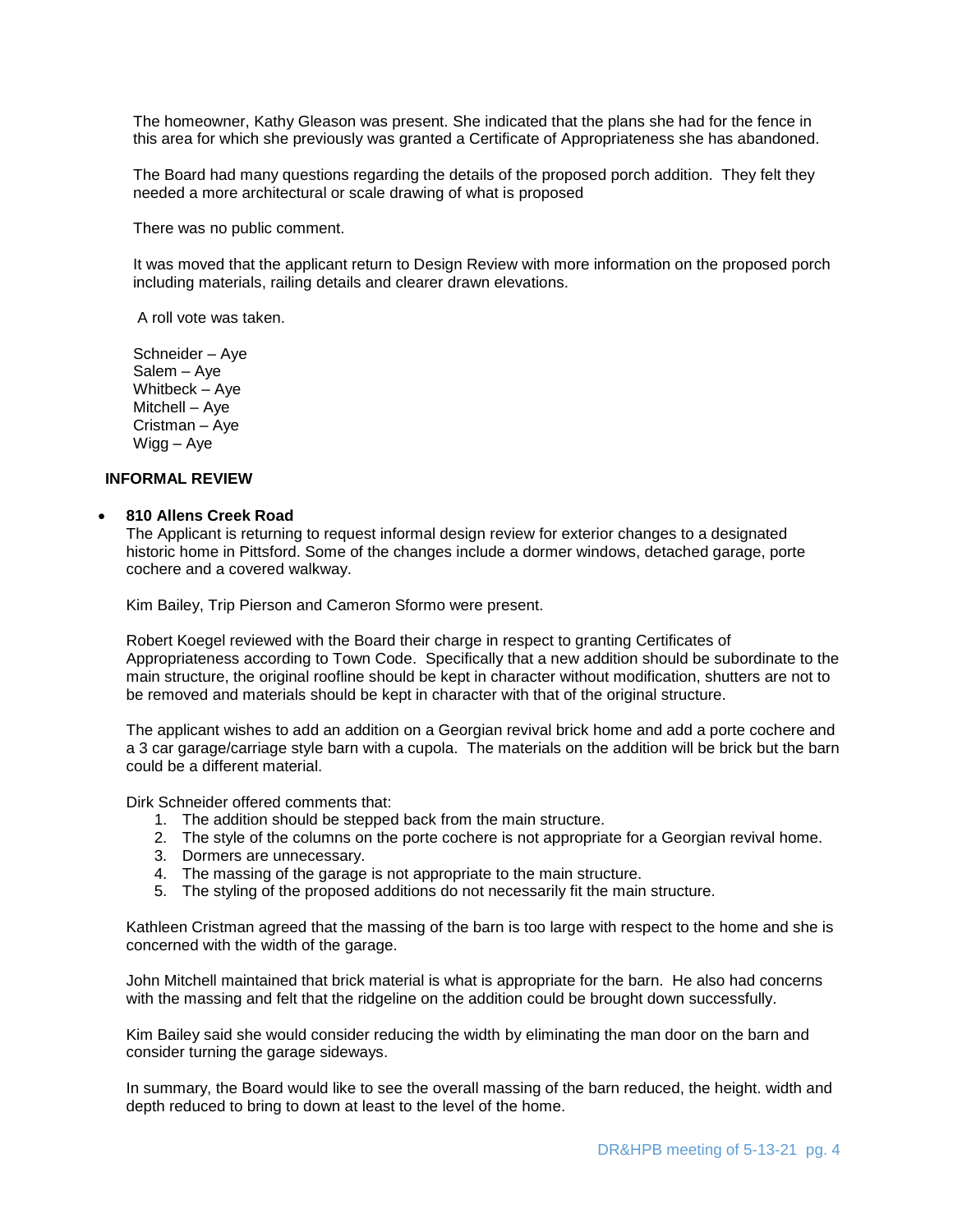The homeowner, Kathy Gleason was present. She indicated that the plans she had for the fence in this area for which she previously was granted a Certificate of Appropriateness she has abandoned.

The Board had many questions regarding the details of the proposed porch addition. They felt they needed a more architectural or scale drawing of what is proposed

There was no public comment.

It was moved that the applicant return to Design Review with more information on the proposed porch including materials, railing details and clearer drawn elevations.

A roll vote was taken.

Schneider – Aye
Salem – Aye
Whitbeck – Aye
Mitchell – Aye
Cristman – Aye
Wigg – Aye

**INFORMAL REVIEW**

- **810 Allens Creek Road**
  The Applicant is returning to request informal design review for exterior changes to a designated historic home in Pittsford. Some of the changes include a dormer windows, detached garage, porte cochere and a covered walkway.

  Kim Bailey, Trip Pierson and Cameron Sformo were present.

  Robert Koegel reviewed with the Board their charge in respect to granting Certificates of Appropriateness according to Town Code. Specifically that a new addition should be subordinate to the main structure, the original roofline should be kept in character without modification, shutters are not to be removed and materials should be kept in character with that of the original structure.

  The applicant wishes to add an addition on a Georgian revival brick home and add a porte cochere and a 3 car garage/carriage style barn with a cupola. The materials on the addition will be brick but the barn could be a different material.

  Dirk Schneider offered comments that:
  1. The addition should be stepped back from the main structure.
  2. The style of the columns on the porte cochere is not appropriate for a Georgian revival home.
  3. Dormers are unnecessary.
  4. The massing of the garage is not appropriate to the main structure.
  5. The styling of the proposed additions do not necessarily fit the main structure.

  Kathleen Cristman agreed that the massing of the barn is too large with respect to the home and she is concerned with the width of the garage.

  John Mitchell maintained that brick material is what is appropriate for the barn. He also had concerns with the massing and felt that the ridgeline on the addition could be brought down successfully.

  Kim Bailey said she would consider reducing the width by eliminating the man door on the barn and consider turning the garage sideways.

  In summary, the Board would like to see the overall massing of the barn reduced, the height. width and depth reduced to bring to down at least to the level of the home.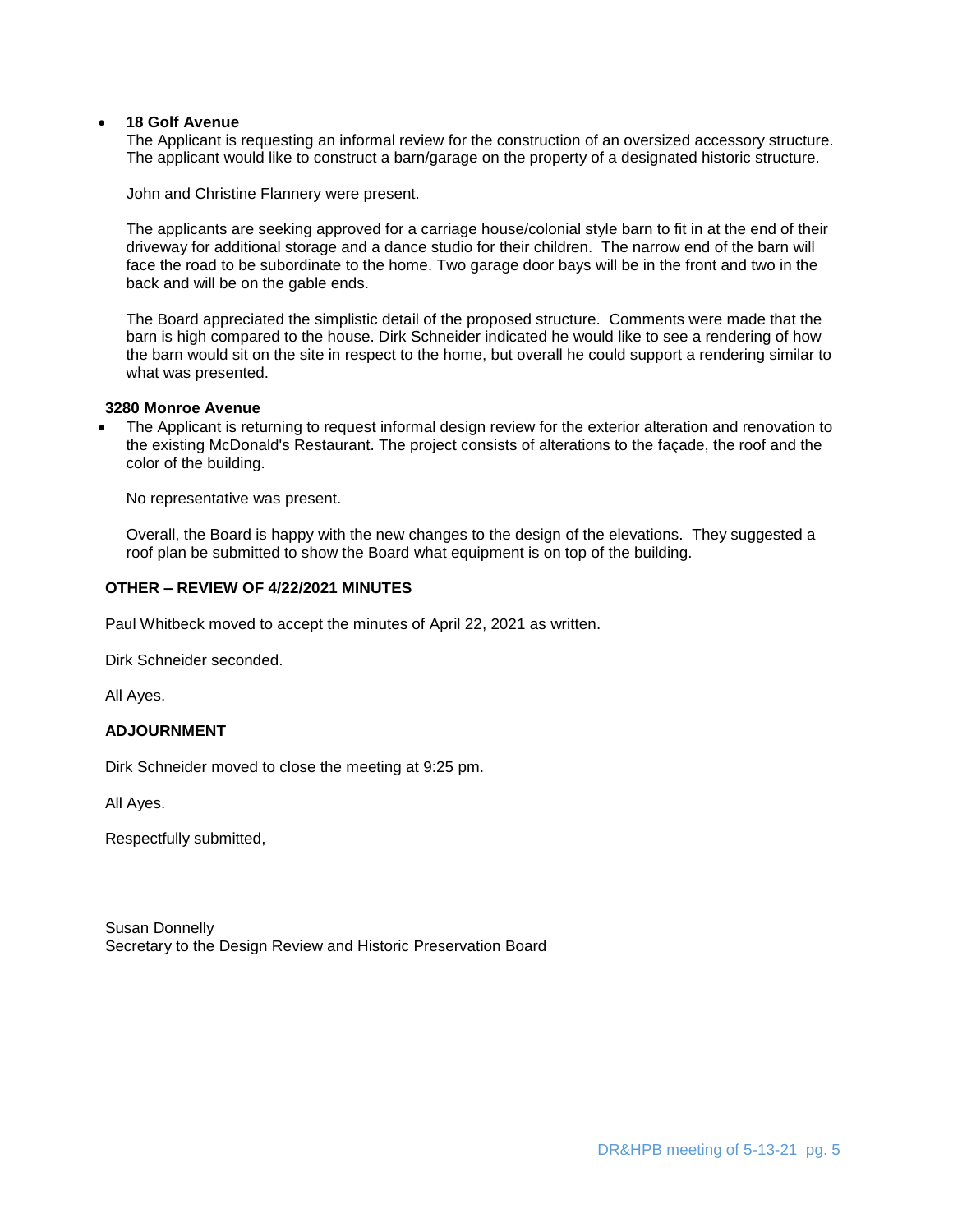- **18 Golf Avenue**
  The Applicant is requesting an informal review for the construction of an oversized accessory structure. The applicant would like to construct a barn/garage on the property of a designated historic structure.

  John and Christine Flannery were present.

  The applicants are seeking approved for a carriage house/colonial style barn to fit in at the end of their driveway for additional storage and a dance studio for their children. The narrow end of the barn will face the road to be subordinate to the home. Two garage door bays will be in the front and two in the back and will be on the gable ends.

  The Board appreciated the simplistic detail of the proposed structure. Comments were made that the barn is high compared to the house. Dirk Schneider indicated he would like to see a rendering of how the barn would sit on the site in respect to the home, but overall he could support a rendering similar to what was presented.

**3280 Monroe Avenue**

- The Applicant is returning to request informal design review for the exterior alteration and renovation to the existing McDonald's Restaurant. The project consists of alterations to the façade, the roof and the color of the building.

  No representative was present.

  Overall, the Board is happy with the new changes to the design of the elevations. They suggested a roof plan be submitted to show the Board what equipment is on top of the building.

**OTHER – REVIEW OF 4/22/2021 MINUTES**

Paul Whitbeck moved to accept the minutes of April 22, 2021 as written.

Dirk Schneider seconded.

All Ayes.

**ADJOURNMENT**

Dirk Schneider moved to close the meeting at 9:25 pm.

All Ayes.

Respectfully submitted,

Susan Donnelly
Secretary to the Design Review and Historic Preservation Board